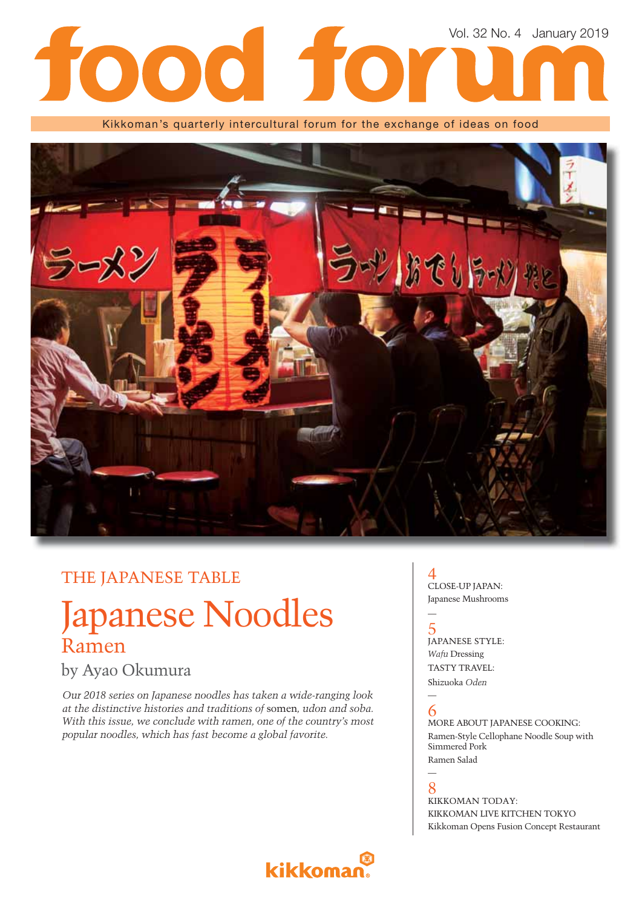# food forum

Vol. 32 No. 4 January 2019

Kikkoman's quarterly intercultural forum for the exchange of ideas on food

## THE JAPANESE TABLE

# Japanese Noodles

## Ramen

by Ayao Okumura

*Our 2018 series on Japanese noodles has taken a wide-ranging look at the distinctive histories and traditions of* somen*, udon and soba. With this issue, we conclude with ramen, one of the country's most popular noodles, which has fast become a global favorite.*

4
CLOSE-UP JAPAN:
Japanese Mushrooms

—

5
JAPANESE STYLE:
*Wafu* Dressing
TASTY TRAVEL:
Shizuoka *Oden*

—

6
MORE ABOUT JAPANESE COOKING:
Ramen-Style Cellophane Noodle Soup with Simmered Pork
Ramen Salad

—

8
KIKKOMAN TODAY:
KIKKOMAN LIVE KITCHEN TOKYO
Kikkoman Opens Fusion Concept Restaurant

kikkoman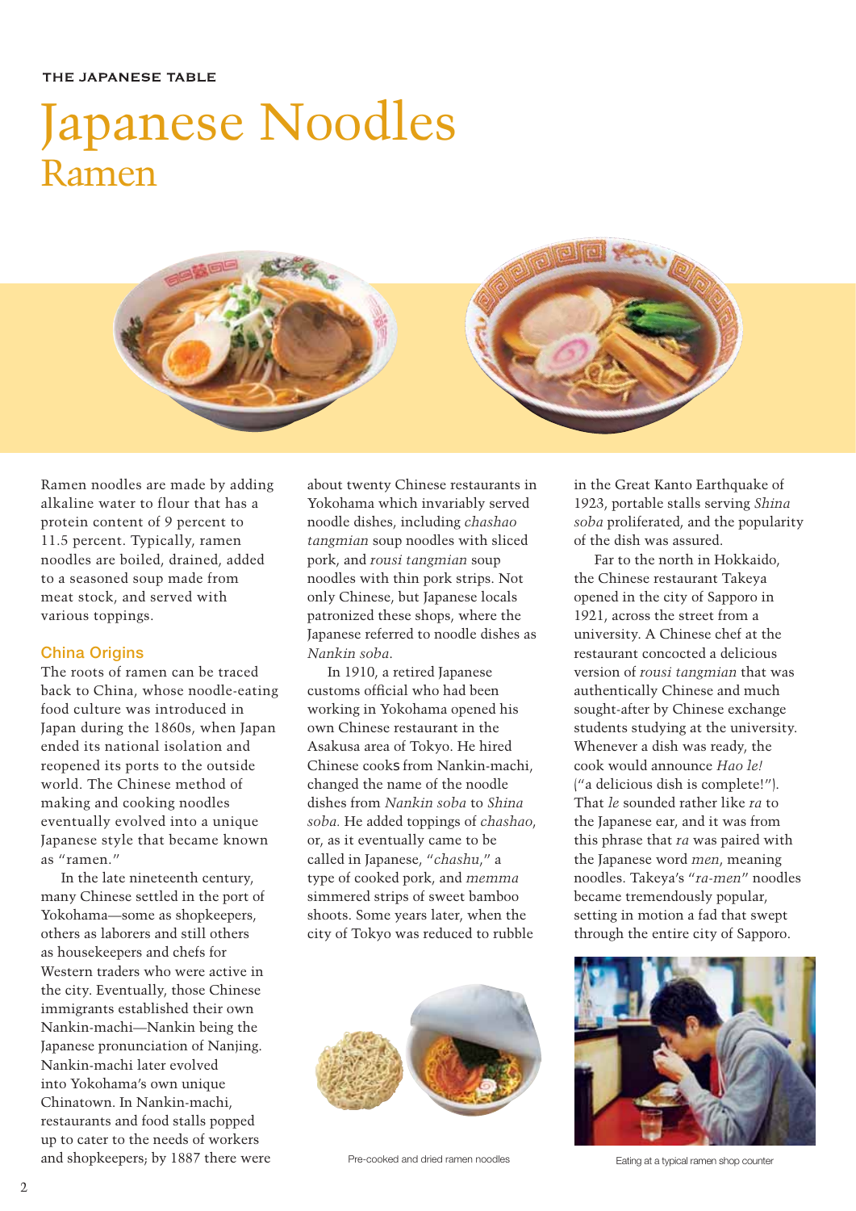# Japanese Noodles

## Ramen

Ramen noodles are made by adding alkaline water to flour that has a protein content of 9 percent to 11.5 percent. Typically, ramen noodles are boiled, drained, added to a seasoned soup made from meat stock, and served with various toppings.

### China Origins

The roots of ramen can be traced back to China, whose noodle-eating food culture was introduced in Japan during the 1860s, when Japan ended its national isolation and reopened its ports to the outside world. The Chinese method of making and cooking noodles eventually evolved into a unique Japanese style that became known as "ramen."

In the late nineteenth century, many Chinese settled in the port of Yokohama—some as shopkeepers, others as laborers and still others as housekeepers and chefs for Western traders who were active in the city. Eventually, those Chinese immigrants established their own Nankin-machi—Nankin being the Japanese pronunciation of Nanjing. Nankin-machi later evolved into Yokohama's own unique Chinatown. In Nankin-machi, restaurants and food stalls popped up to cater to the needs of workers and shopkeepers; by 1887 there were about twenty Chinese restaurants in Yokohama which invariably served noodle dishes, including *chashao tangmian* soup noodles with sliced pork, and *rousi tangmian* soup noodles with thin pork strips. Not only Chinese, but Japanese locals patronized these shops, where the Japanese referred to noodle dishes as *Nankin soba*.

In 1910, a retired Japanese customs official who had been working in Yokohama opened his own Chinese restaurant in the Asakusa area of Tokyo. He hired Chinese cooks from Nankin-machi, changed the name of the noodle dishes from *Nankin soba* to *Shina soba*. He added toppings of *chashao*, or, as it eventually came to be called in Japanese, "*chashu*," a type of cooked pork, and *memma* simmered strips of sweet bamboo shoots. Some years later, when the city of Tokyo was reduced to rubble in the Great Kanto Earthquake of 1923, portable stalls serving *Shina soba* proliferated, and the popularity of the dish was assured.

Far to the north in Hokkaido, the Chinese restaurant Takeya opened in the city of Sapporo in 1921, across the street from a university. A Chinese chef at the restaurant concocted a delicious version of *rousi tangmian* that was authentically Chinese and much sought-after by Chinese exchange students studying at the university. Whenever a dish was ready, the cook would announce *Hao le!* ("a delicious dish is complete!"). That *le* sounded rather like *ra* to the Japanese ear, and it was from this phrase that *ra* was paired with the Japanese word *men*, meaning noodles. Takeya's "*ra-men*" noodles became tremendously popular, setting in motion a fad that swept through the entire city of Sapporo.

Pre-cooked and dried ramen noodles

Eating at a typical ramen shop counter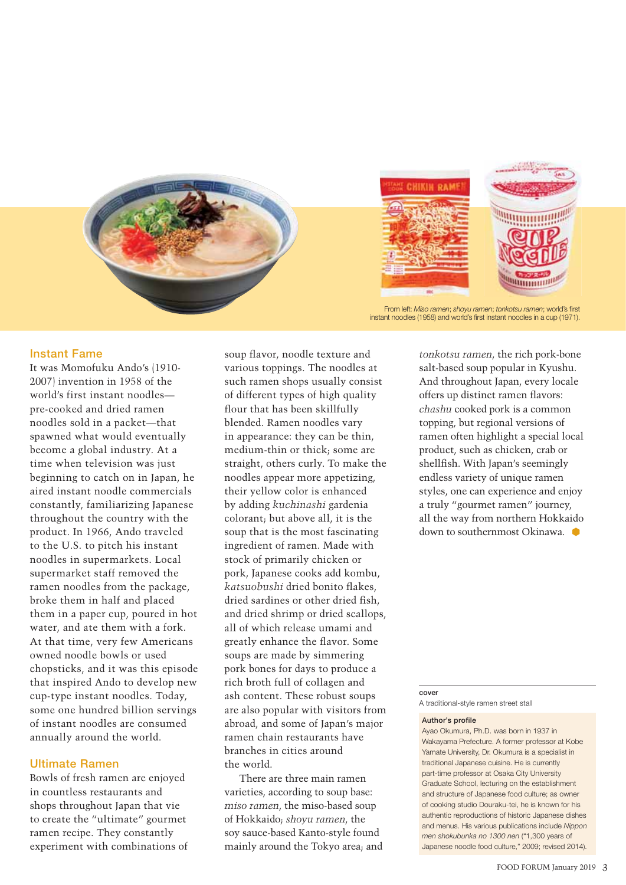From left: *Miso ramen*; *shoyu ramen*; *tonkotsu ramen*; world's first instant noodles (1958) and world's first instant noodles in a cup (1971).

## Instant Fame

It was Momofuku Ando's (1910-2007) invention in 1958 of the world's first instant noodles—pre-cooked and dried ramen noodles sold in a packet—that spawned what would eventually become a global industry. At a time when television was just beginning to catch on in Japan, he aired instant noodle commercials constantly, familiarizing Japanese throughout the country with the product. In 1966, Ando traveled to the U.S. to pitch his instant noodles in supermarkets. Local supermarket staff removed the ramen noodles from the package, broke them in half and placed them in a paper cup, poured in hot water, and ate them with a fork. At that time, very few Americans owned noodle bowls or used chopsticks, and it was this episode that inspired Ando to develop new cup-type instant noodles. Today, some one hundred billion servings of instant noodles are consumed annually around the world.

## Ultimate Ramen

Bowls of fresh ramen are enjoyed in countless restaurants and shops throughout Japan that vie to create the "ultimate" gourmet ramen recipe. They constantly experiment with combinations of soup flavor, noodle texture and various toppings. The noodles at such ramen shops usually consist of different types of high quality flour that has been skillfully blended. Ramen noodles vary in appearance: they can be thin, medium-thin or thick; some are straight, others curly. To make the noodles appear more appetizing, their yellow color is enhanced by adding *kuchinashi* gardenia colorant; but above all, it is the soup that is the most fascinating ingredient of ramen. Made with stock of primarily chicken or pork, Japanese cooks add kombu, *katsuobushi* dried bonito flakes, dried sardines or other dried fish, and dried shrimp or dried scallops, all of which release umami and greatly enhance the flavor. Some soups are made by simmering pork bones for days to produce a rich broth full of collagen and ash content. These robust soups are also popular with visitors from abroad, and some of Japan's major ramen chain restaurants have branches in cities around the world.

There are three main ramen varieties, according to soup base: *miso ramen*, the miso-based soup of Hokkaido; *shoyu ramen*, the soy sauce-based Kanto-style found mainly around the Tokyo area; and *tonkotsu ramen*, the rich pork-bone salt-based soup popular in Kyushu. And throughout Japan, every locale offers up distinct ramen flavors: *chashu* cooked pork is a common topping, but regional versions of ramen often highlight a special local product, such as chicken, crab or shellfish. With Japan's seemingly endless variety of unique ramen styles, one can experience and enjoy a truly "gourmet ramen" journey, all the way from northern Hokkaido down to southernmost Okinawa.

---

**cover**
A traditional-style ramen street stall

**Author's profile**
Ayao Okumura, Ph.D. was born in 1937 in Wakayama Prefecture. A former professor at Kobe Yamate University, Dr. Okumura is a specialist in traditional Japanese cuisine. He is currently part-time professor at Osaka City University Graduate School, lecturing on the establishment and structure of Japanese food culture; as owner of cooking studio Douraku-tei, he is known for his authentic reproductions of historic Japanese dishes and menus. His various publications include *Nippon men shokubunka no 1300 nen* ("1,300 years of Japanese noodle food culture," 2009; revised 2014).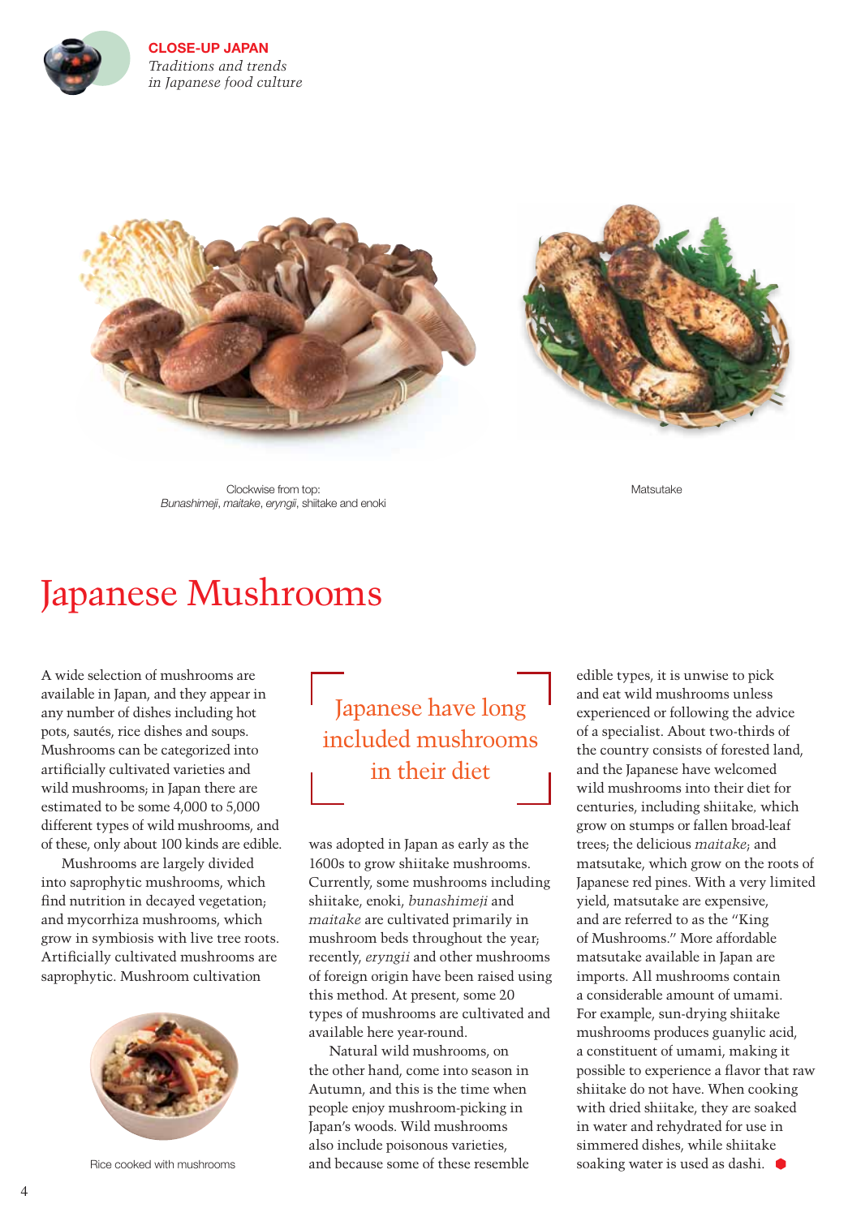Clockwise from top:
*Bunashimeji*, *maitake*, *eryngii*, shiitake and enoki

Matsutake

# Japanese Mushrooms

A wide selection of mushrooms are available in Japan, and they appear in any number of dishes including hot pots, sautés, rice dishes and soups. Mushrooms can be categorized into artificially cultivated varieties and wild mushrooms; in Japan there are estimated to be some 4,000 to 5,000 different types of wild mushrooms, and of these, only about 100 kinds are edible.

Mushrooms are largely divided into saprophytic mushrooms, which find nutrition in decayed vegetation; and mycorrhiza mushrooms, which grow in symbiosis with live tree roots. Artificially cultivated mushrooms are saprophytic. Mushroom cultivation was adopted in Japan as early as the 1600s to grow shiitake mushrooms. Currently, some mushrooms including shiitake, enoki, *bunashimeji* and *maitake* are cultivated primarily in mushroom beds throughout the year; recently, *eryngii* and other mushrooms of foreign origin have been raised using this method. At present, some 20 types of mushrooms are cultivated and available here year-round.

Natural wild mushrooms, on the other hand, come into season in Autumn, and this is the time when people enjoy mushroom-picking in Japan's woods. Wild mushrooms also include poisonous varieties, and because some of these resemble edible types, it is unwise to pick and eat wild mushrooms unless experienced or following the advice of a specialist. About two-thirds of the country consists of forested land, and the Japanese have welcomed wild mushrooms into their diet for centuries, including shiitake, which grow on stumps or fallen broad-leaf trees; the delicious *maitake*; and matsutake, which grow on the roots of Japanese red pines. With a very limited yield, matsutake are expensive, and are referred to as the "King of Mushrooms." More affordable matsutake available in Japan are imports. All mushrooms contain a considerable amount of umami. For example, sun-drying shiitake mushrooms produces guanylic acid, a constituent of umami, making it possible to experience a flavor that raw shiitake do not have. When cooking with dried shiitake, they are soaked in water and rehydrated for use in simmered dishes, while shiitake soaking water is used as dashi.

> Japanese have long included mushrooms in their diet

Rice cooked with mushrooms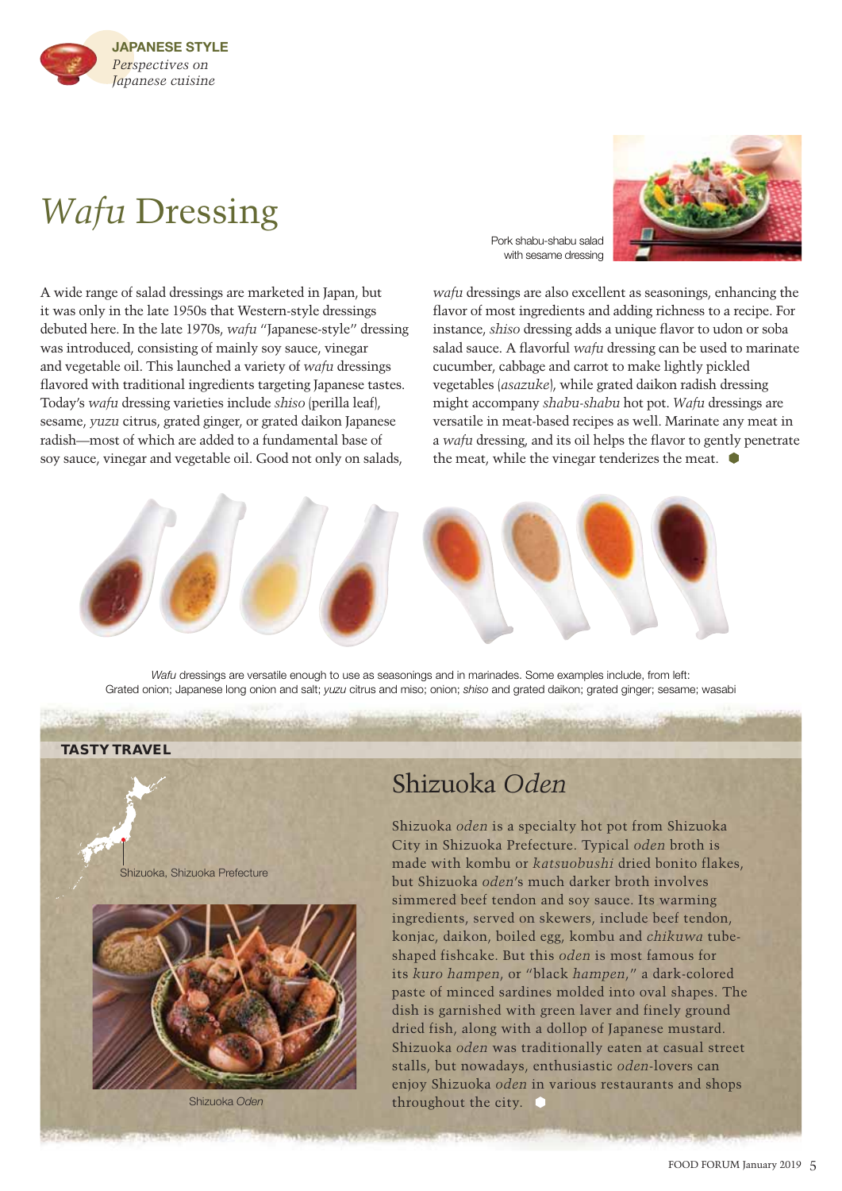JAPANESE STYLE
*Perspectives on Japanese cuisine*

# *Wafu* Dressing

Pork shabu-shabu salad with sesame dressing

A wide range of salad dressings are marketed in Japan, but it was only in the late 1950s that Western-style dressings debuted here. In the late 1970s, *wafu* "Japanese-style" dressing was introduced, consisting of mainly soy sauce, vinegar and vegetable oil. This launched a variety of *wafu* dressings flavored with traditional ingredients targeting Japanese tastes. Today's *wafu* dressing varieties include *shiso* (perilla leaf), sesame, *yuzu* citrus, grated ginger, or grated daikon Japanese radish—most of which are added to a fundamental base of soy sauce, vinegar and vegetable oil. Good not only on salads, *wafu* dressings are also excellent as seasonings, enhancing the flavor of most ingredients and adding richness to a recipe. For instance, *shiso* dressing adds a unique flavor to udon or soba salad sauce. A flavorful *wafu* dressing can be used to marinate cucumber, cabbage and carrot to make lightly pickled vegetables (*asazuke*), while grated daikon radish dressing might accompany *shabu-shabu* hot pot. *Wafu* dressings are versatile in meat-based recipes as well. Marinate any meat in a *wafu* dressing, and its oil helps the flavor to gently penetrate the meat, while the vinegar tenderizes the meat.

*Wafu* dressings are versatile enough to use as seasonings and in marinades. Some examples include, from left: Grated onion; Japanese long onion and salt; *yuzu* citrus and miso; onion; *shiso* and grated daikon; grated ginger; sesame; wasabi

**TASTY TRAVEL**

## Shizuoka *Oden*

Shizuoka, Shizuoka Prefecture

Shizuoka *Oden*

Shizuoka *oden* is a specialty hot pot from Shizuoka City in Shizuoka Prefecture. Typical *oden* broth is made with kombu or *katsuobushi* dried bonito flakes, but Shizuoka *oden*'s much darker broth involves simmered beef tendon and soy sauce. Its warming ingredients, served on skewers, include beef tendon, konjac, daikon, boiled egg, kombu and *chikuwa* tube-shaped fishcake. But this *oden* is most famous for its *kuro hampen*, or "black *hampen*," a dark-colored paste of minced sardines molded into oval shapes. The dish is garnished with green laver and finely ground dried fish, along with a dollop of Japanese mustard. Shizuoka *oden* was traditionally eaten at casual street stalls, but nowadays, enthusiastic *oden*-lovers can enjoy Shizuoka *oden* in various restaurants and shops throughout the city.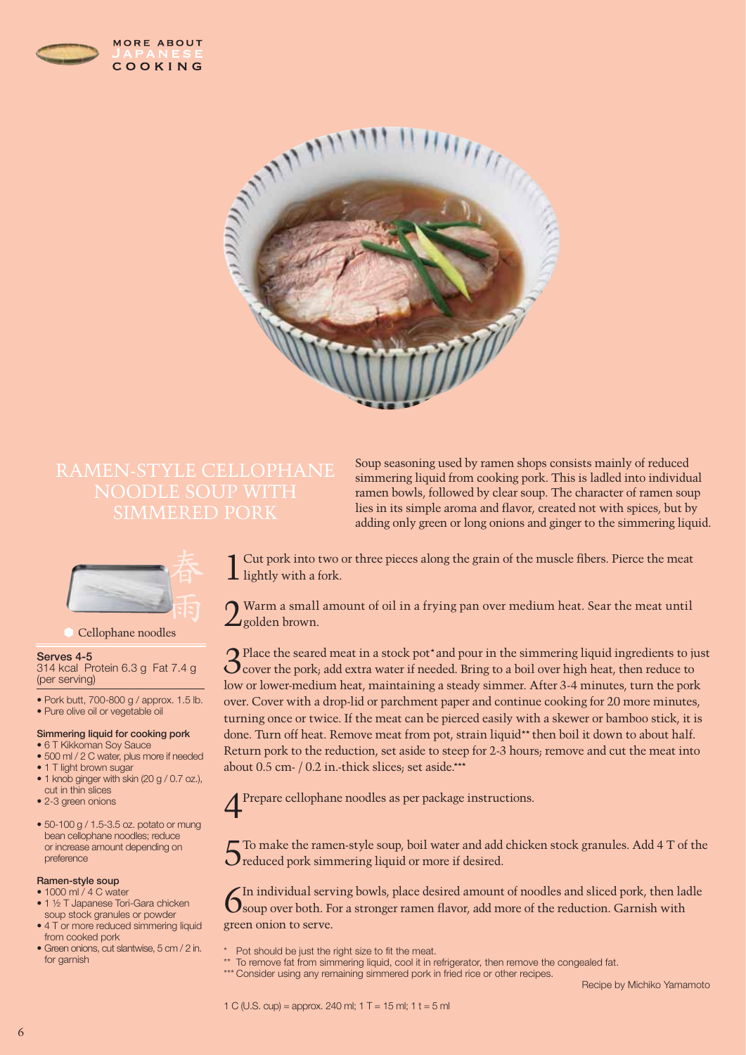# RAMEN-STYLE CELLOPHANE NOODLE SOUP WITH SIMMERED PORK

Soup seasoning used by ramen shops consists mainly of reduced simmering liquid from cooking pork. This is ladled into individual ramen bowls, followed by clear soup. The character of ramen soup lies in its simple aroma and flavor, created not with spices, but by adding only green or long onions and ginger to the simmering liquid.

春雨

Cellophane noodles

**Serves 4-5**
314 kcal Protein 6.3 g Fat 7.4 g (per serving)

- Pork butt, 700-800 g / approx. 1.5 lb.
- Pure olive oil or vegetable oil

**Simmering liquid for cooking pork**

- 6 T Kikkoman Soy Sauce
- 500 ml / 2 C water, plus more if needed
- 1 T light brown sugar
- 1 knob ginger with skin (20 g / 0.7 oz.), cut in thin slices
- 2-3 green onions

- 50-100 g / 1.5-3.5 oz. potato or mung bean cellophane noodles; reduce or increase amount depending on preference

**Ramen-style soup**

- 1000 ml / 4 C water
- 1 ½ T Japanese Tori-Gara chicken soup stock granules or powder
- 4 T or more reduced simmering liquid from cooked pork
- Green onions, cut slantwise, 5 cm / 2 in. for garnish

1. Cut pork into two or three pieces along the grain of the muscle fibers. Pierce the meat lightly with a fork.

2. Warm a small amount of oil in a frying pan over medium heat. Sear the meat until golden brown.

3. Place the seared meat in a stock pot* and pour in the simmering liquid ingredients to just cover the pork; add extra water if needed. Bring to a boil over high heat, then reduce to low or lower-medium heat, maintaining a steady simmer. After 3-4 minutes, turn the pork over. Cover with a drop-lid or parchment paper and continue cooking for 20 more minutes, turning once or twice. If the meat can be pierced easily with a skewer or bamboo stick, it is done. Turn off heat. Remove meat from pot, strain liquid** then boil it down to about half. Return pork to the reduction, set aside to steep for 2-3 hours; remove and cut the meat into about 0.5 cm- / 0.2 in.-thick slices; set aside.***

4. Prepare cellophane noodles as per package instructions.

5. To make the ramen-style soup, boil water and add chicken stock granules. Add 4 T of the reduced pork simmering liquid or more if desired.

6. In individual serving bowls, place desired amount of noodles and sliced pork, then ladle soup over both. For a stronger ramen flavor, add more of the reduction. Garnish with green onion to serve.

\* Pot should be just the right size to fit the meat.
\*\* To remove fat from simmering liquid, cool it in refrigerator, then remove the congealed fat.
\*\*\* Consider using any remaining simmered pork in fried rice or other recipes.

Recipe by Michiko Yamamoto

1 C (U.S. cup) = approx. 240 ml; 1 T = 15 ml; 1 t = 5 ml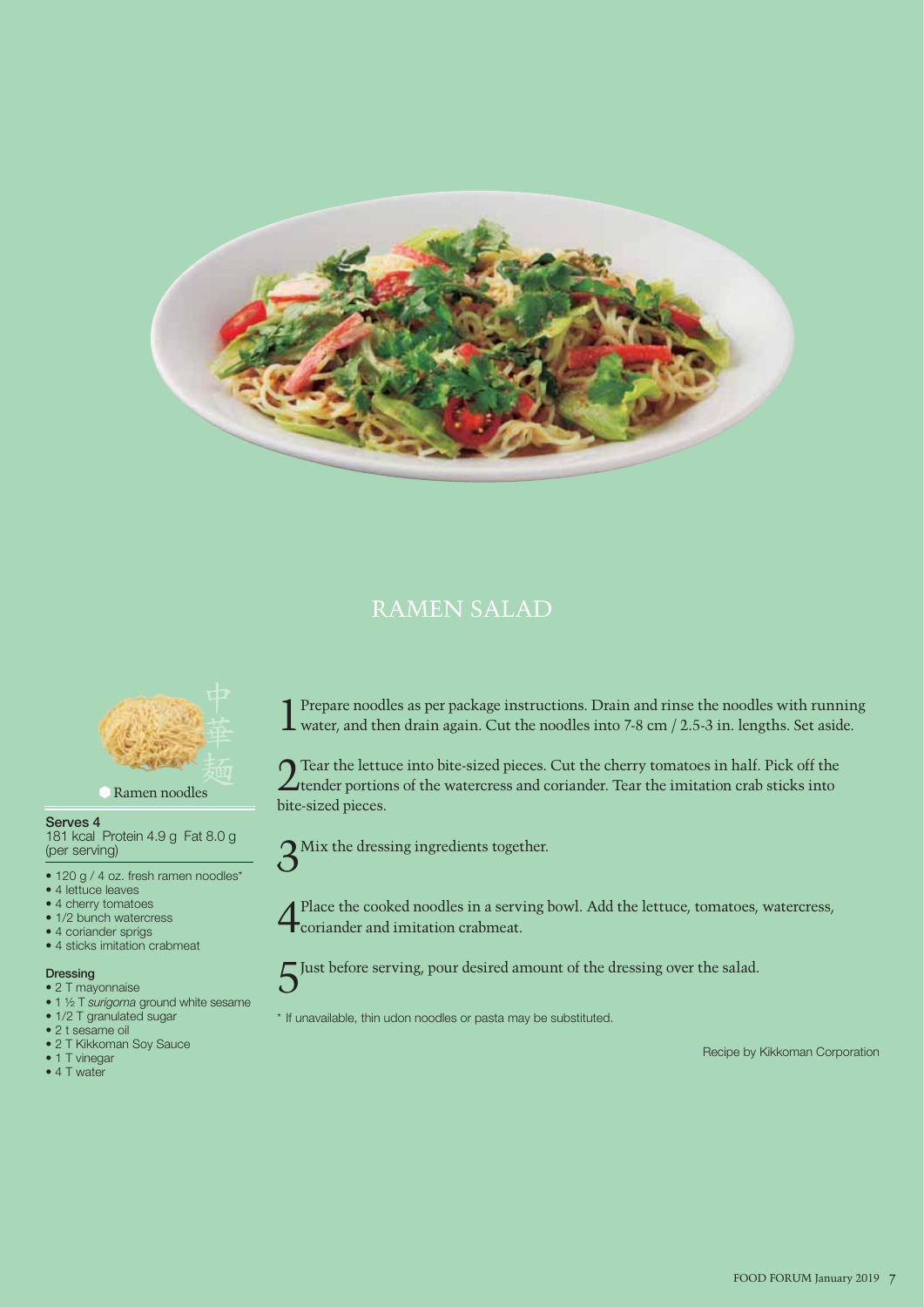# RAMEN SALAD

中華麺

Ramen noodles

**Serves 4**
181 kcal Protein 4.9 g Fat 8.0 g
(per serving)

- 120 g / 4 oz. fresh ramen noodles*
- 4 lettuce leaves
- 4 cherry tomatoes
- 1/2 bunch watercress
- 4 coriander sprigs
- 4 sticks imitation crabmeat

**Dressing**

- 2 T mayonnaise
- 1 ½ T *surigoma* ground white sesame
- 1/2 T granulated sugar
- 2 t sesame oil
- 2 T Kikkoman Soy Sauce
- 1 T vinegar
- 4 T water

1. Prepare noodles as per package instructions. Drain and rinse the noodles with running water, and then drain again. Cut the noodles into 7-8 cm / 2.5-3 in. lengths. Set aside.

2. Tear the lettuce into bite-sized pieces. Cut the cherry tomatoes in half. Pick off the tender portions of the watercress and coriander. Tear the imitation crab sticks into bite-sized pieces.

3. Mix the dressing ingredients together.

4. Place the cooked noodles in a serving bowl. Add the lettuce, tomatoes, watercress, coriander and imitation crabmeat.

5. Just before serving, pour desired amount of the dressing over the salad.

\* If unavailable, thin udon noodles or pasta may be substituted.

Recipe by Kikkoman Corporation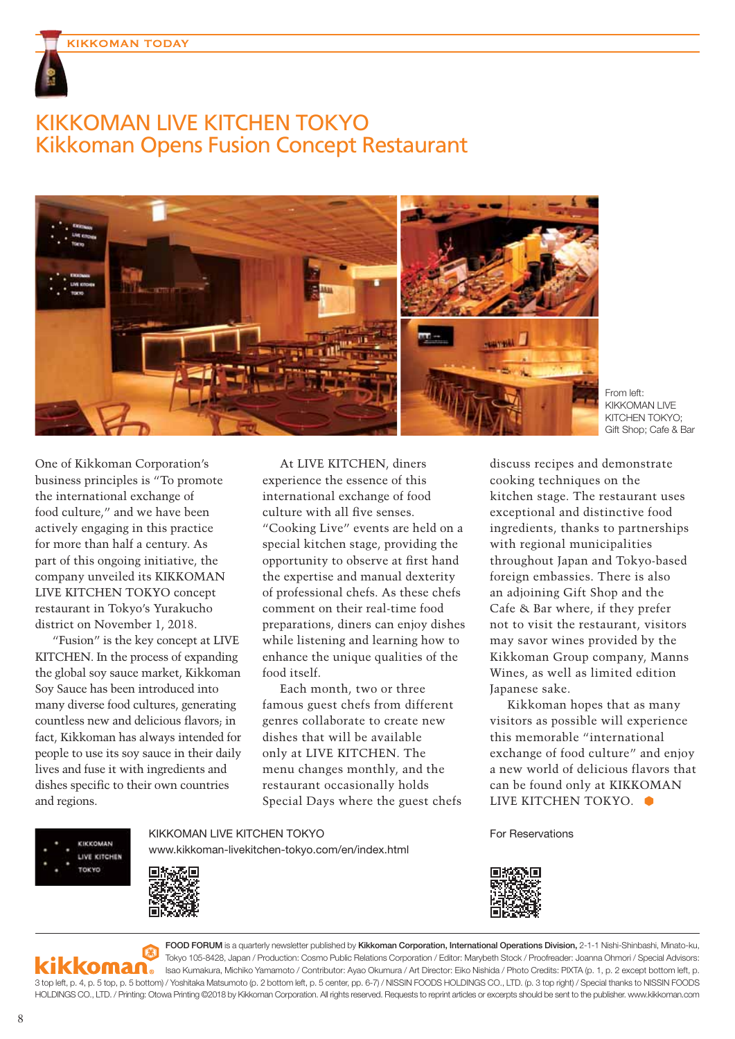KIKKOMAN TODAY

# KIKKOMAN LIVE KITCHEN TOKYO
## Kikkoman Opens Fusion Concept Restaurant

From left: KIKKOMAN LIVE KITCHEN TOKYO; Gift Shop; Cafe & Bar

One of Kikkoman Corporation's business principles is "To promote the international exchange of food culture," and we have been actively engaging in this practice for more than half a century. As part of this ongoing initiative, the company unveiled its KIKKOMAN LIVE KITCHEN TOKYO concept restaurant in Tokyo's Yurakucho district on November 1, 2018.

"Fusion" is the key concept at LIVE KITCHEN. In the process of expanding the global soy sauce market, Kikkoman Soy Sauce has been introduced into many diverse food cultures, generating countless new and delicious flavors; in fact, Kikkoman has always intended for people to use its soy sauce in their daily lives and fuse it with ingredients and dishes specific to their own countries and regions.

At LIVE KITCHEN, diners experience the essence of this international exchange of food culture with all five senses. "Cooking Live" events are held on a special kitchen stage, providing the opportunity to observe at first hand the expertise and manual dexterity of professional chefs. As these chefs comment on their real-time food preparations, diners can enjoy dishes while listening and learning how to enhance the unique qualities of the food itself.

Each month, two or three famous guest chefs from different genres collaborate to create new dishes that will be available only at LIVE KITCHEN. The menu changes monthly, and the restaurant occasionally holds Special Days where the guest chefs discuss recipes and demonstrate cooking techniques on the kitchen stage. The restaurant uses exceptional and distinctive food ingredients, thanks to partnerships with regional municipalities throughout Japan and Tokyo-based foreign embassies. There is also an adjoining Gift Shop and the Cafe & Bar where, if they prefer not to visit the restaurant, visitors may savor wines provided by the Kikkoman Group company, Manns Wines, as well as limited edition Japanese sake.

Kikkoman hopes that as many visitors as possible will experience this memorable "international exchange of food culture" and enjoy a new world of delicious flavors that can be found only at KIKKOMAN LIVE KITCHEN TOKYO.

KIKKOMAN LIVE KITCHEN TOKYO
www.kikkoman-livekitchen-tokyo.com/en/index.html

For Reservations

---

**FOOD FORUM** is a quarterly newsletter published by **Kikkoman Corporation, International Operations Division,** 2-1-1 Nishi-Shinbashi, Minato-ku, Tokyo 105-8428, Japan / Production: Cosmo Public Relations Corporation / Editor: Marybeth Stock / Proofreader: Joanna Ohmori / Special Advisors: Isao Kumakura, Michiko Yamamoto / Contributor: Ayao Okumura / Art Director: Eiko Nishida / Photo Credits: PIXTA (p. 1, p. 2 except bottom left, p. 3 top left, p. 4, p. 5 top, p. 5 bottom) / Yoshitaka Matsumoto (p. 2 bottom left, p. 5 center, pp. 6-7) / NISSIN FOODS HOLDINGS CO., LTD. (p. 3 top right) / Special thanks to NISSIN FOODS HOLDINGS CO., LTD. / Printing: Otowa Printing ©2018 by Kikkoman Corporation. All rights reserved. Requests to reprint articles or excerpts should be sent to the publisher. www.kikkoman.com